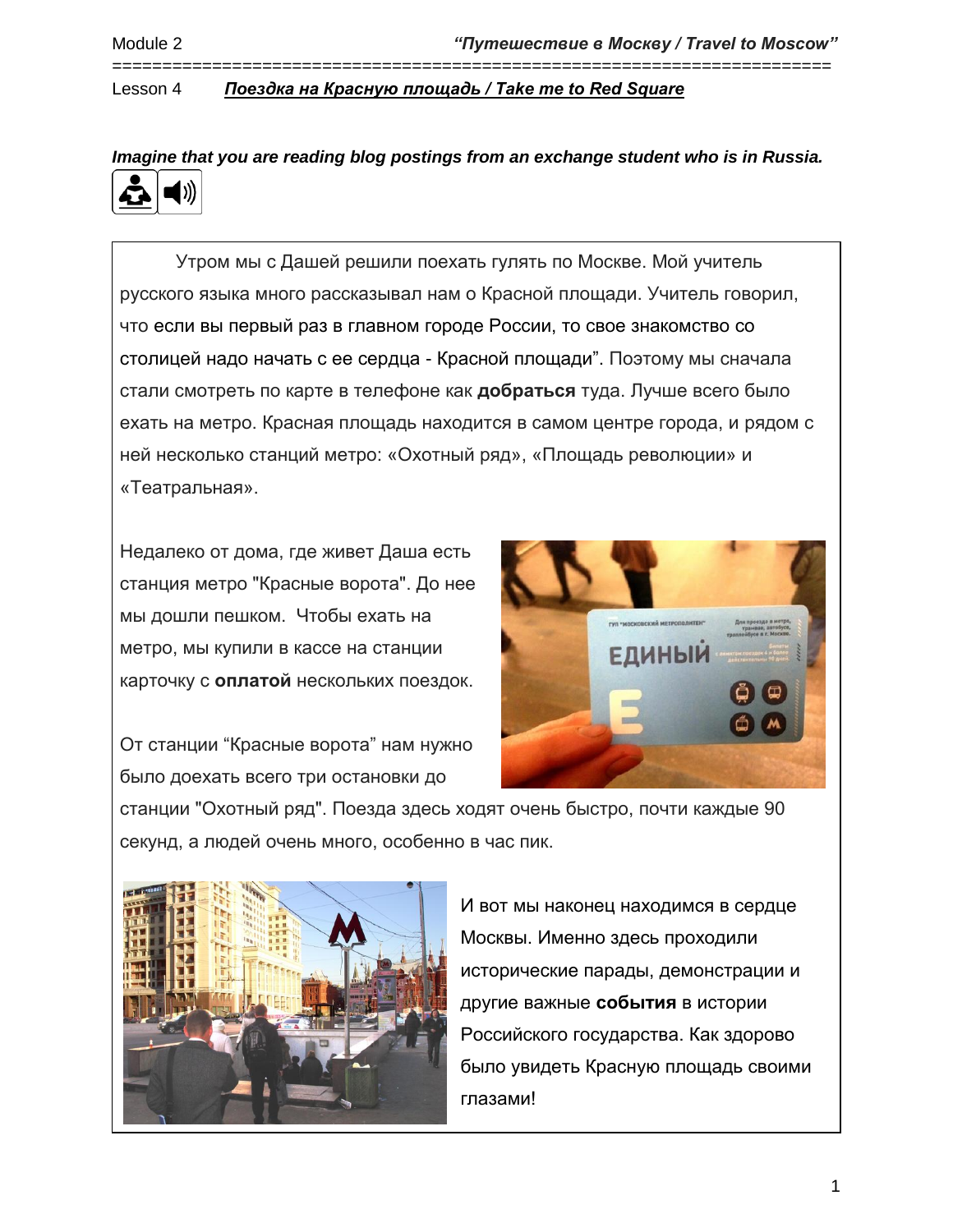Module 2 *"Путешествие в Москву / Travel to Moscow"*

Lesson 4 ***Поездка на Красную площадь / Take me to Red Square***

***Imagine that you are reading blog postings from an exchange student who is in Russia.***

Утром мы с Дашей решили поехать гулять по Москве. Мой учитель русского языка много рассказывал нам о Красной площади. Учитель говорил, что если вы первый раз в главном городе России, то свое знакомство со столицей надо начать с ее сердца - Красной площади". Поэтому мы сначала стали смотреть по карте в телефоне как **добраться** туда. Лучше всего было ехать на метро. Красная площадь находится в самом центре города, и рядом с ней несколько станций метро: «Охотный ряд», «Площадь революции» и «Театральная».

Недалеко от дома, где живет Даша есть станция метро "Красные ворота". До нее мы дошли пешком. Чтобы ехать на метро, мы купили в кассе на станции карточку с **оплатой** нескольких поездок.

От станции "Красные ворота" нам нужно было доехать всего три остановки до станции "Охотный ряд". Поезда здесь ходят очень быстро, почти каждые 90 секунд, а людей очень много, особенно в час пик.

И вот мы наконец находимся в сердце Москвы. Именно здесь проходили исторические парады, демонстрации и другие важные **события** в истории Российского государства. Как здорово было увидеть Красную площадь своими глазами!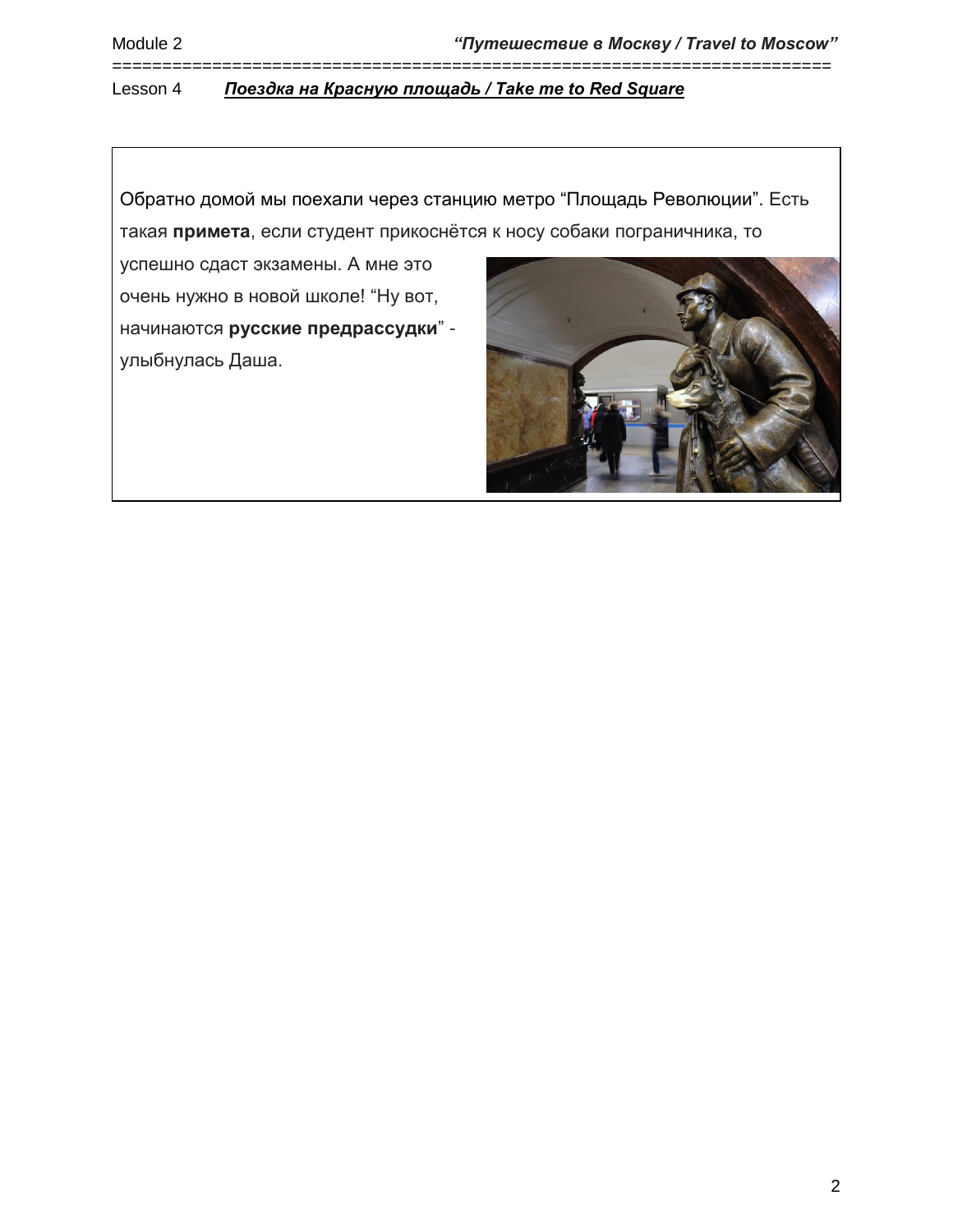Обратно домой мы поехали через станцию метро “Площадь Революции”. Есть такая **примета**, если студент прикоснётся к носу собаки пограничника, то успешно сдаст экзамены. А мне это очень нужно в новой школе! “Ну вот, начинаются **русские предрассудки**” - улыбнулась Даша.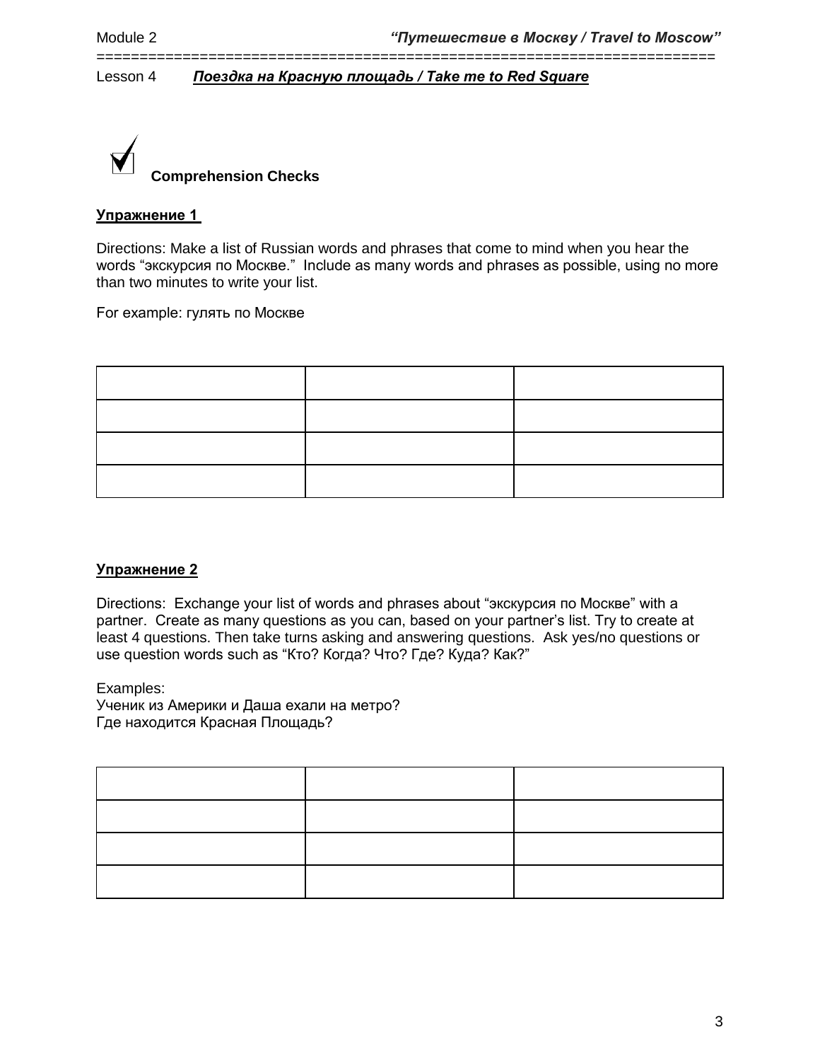Module 2 *“Путешествие в Москву / Travel to Moscow”*

Lesson 4 ***Поездка на Красную площадь / Take me to Red Square***

**Comprehension Checks**

## Упражнение 1

Directions: Make a list of Russian words and phrases that come to mind when you hear the words “экскурсия по Москве.” Include as many words and phrases as possible, using no more than two minutes to write your list.

For example: гулять по Москве

| | | |
|---|---|---|
| | | |
| | | |
| | | |
| | | |

## Упражнение 2

Directions: Exchange your list of words and phrases about “экскурсия по Москве” with a partner. Create as many questions as you can, based on your partner’s list. Try to create at least 4 questions. Then take turns asking and answering questions. Ask yes/no questions or use question words such as “Кто? Когда? Что? Где? Куда? Как?”

Examples:
Ученик из Америки и Даша ехали на метро?
Где находится Красная Площадь?

| | | |
|---|---|---|
| | | |
| | | |
| | | |
| | | |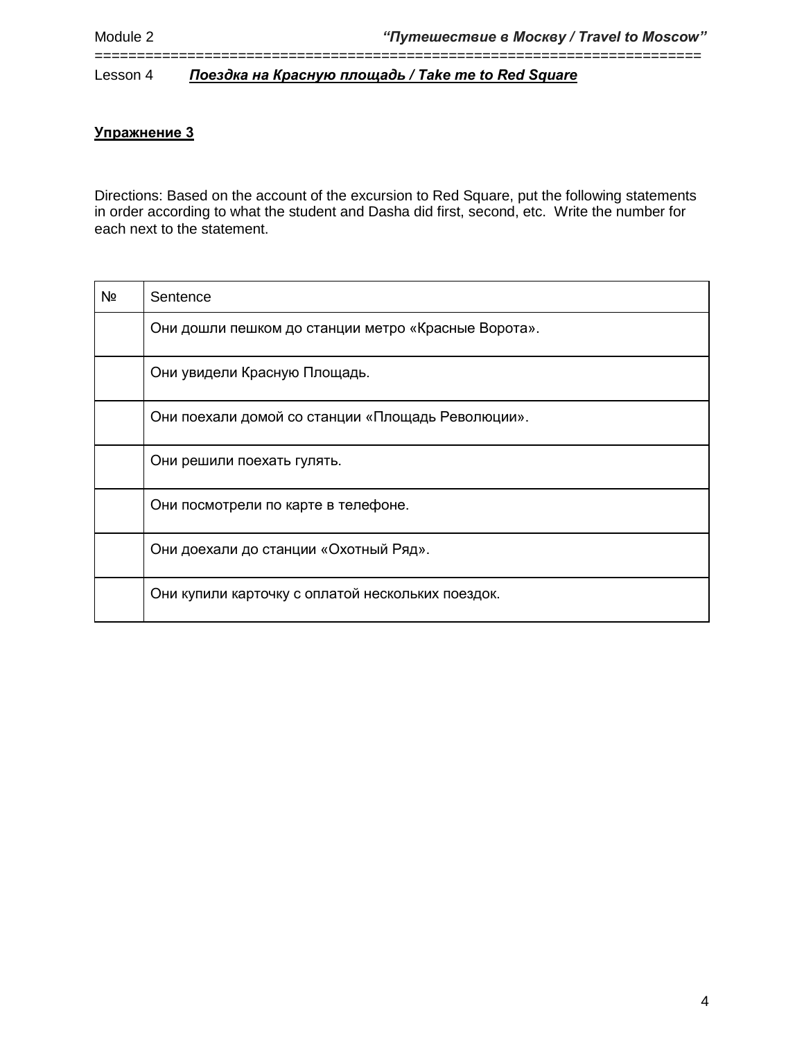Module 2 — *"Путешествие в Москву / Travel to Moscow"*

Lesson 4 — ***Поездка на Красную площадь / Take me to Red Square***

**Упражнение 3**

Directions: Based on the account of the excursion to Red Square, put the following statements in order according to what the student and Dasha did first, second, etc. Write the number for each next to the statement.

| № | Sentence |
| --- | --- |
| | Они дошли пешком до станции метро «Красные Ворота». |
| | Они увидели Красную Площадь. |
| | Они поехали домой со станции «Площадь Революции». |
| | Они решили поехать гулять. |
| | Они посмотрели по карте в телефоне. |
| | Они доехали до станции «Охотный Ряд». |
| | Они купили карточку с оплатой нескольких поездок. |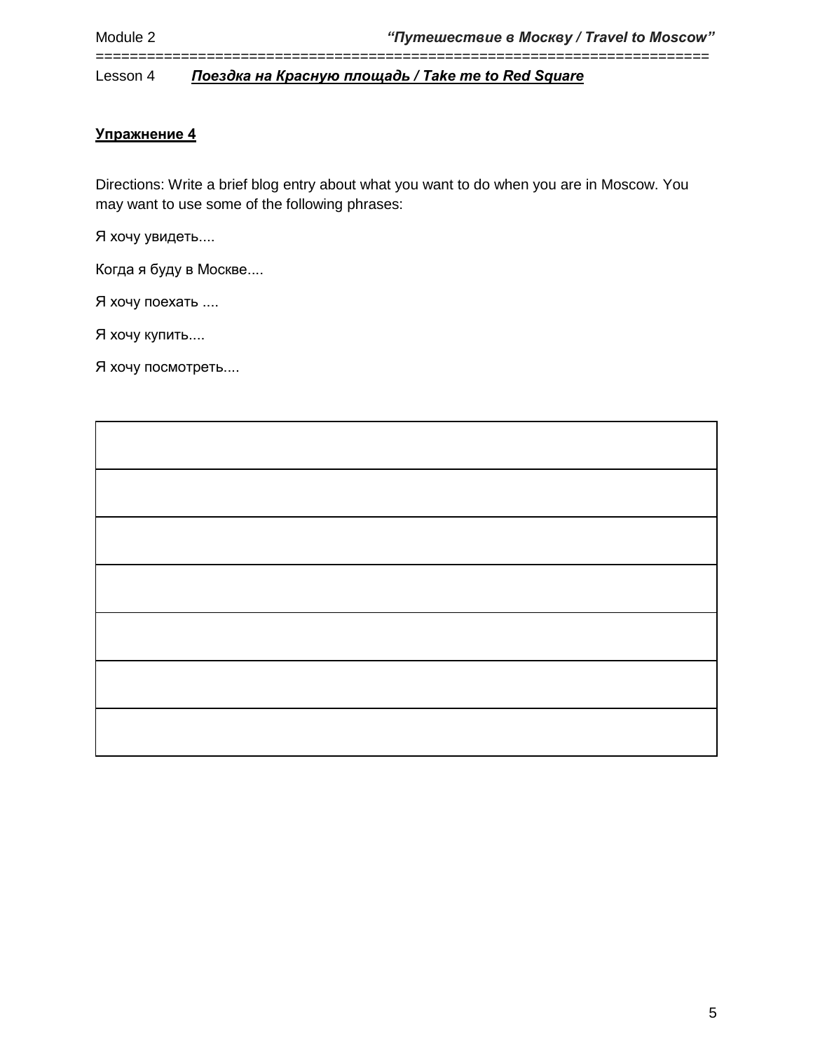Module 2 ***"Путешествие в Москву / Travel to Moscow"***

Lesson 4 ***Поездка на Красную площадь / Take me to Red Square***

**Упражнение 4**

Directions: Write a brief blog entry about what you want to do when you are in Moscow. You may want to use some of the following phrases:

Я хочу увидеть....

Когда я буду в Москве....

Я хочу поехать ....

Я хочу купить....

Я хочу посмотреть....

| |
|---|
| |
| |
| |
| |
| |
| |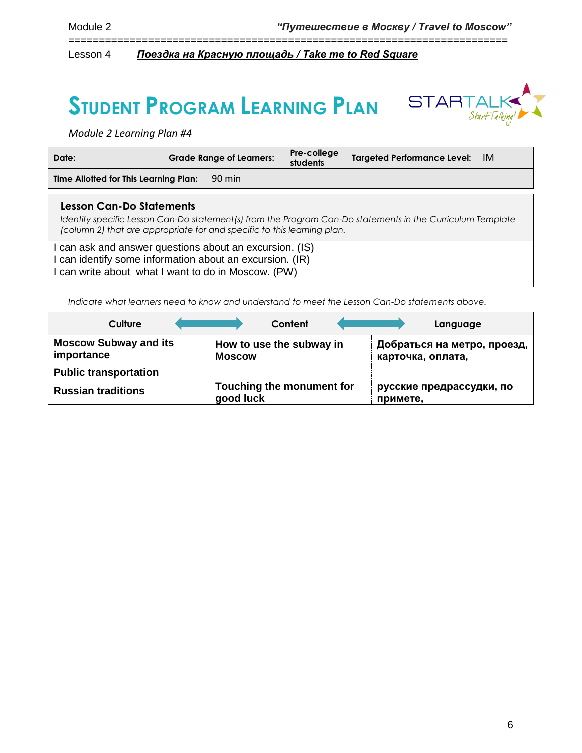Module 2 *"Путешествие в Москву / Travel to Moscow"*

Lesson 4 ***Поездка на Красную площадь / Take me to Red Square***

# STUDENT PROGRAM LEARNING PLAN

*Module 2 Learning Plan #4*

| **Date:** | **Grade Range of Learners:** | **Pre-college students** | **Targeted Performance Level:** | IM |
|---|---|---|---|---|
| **Time Allotted for This Learning Plan:** | 90 min | | | |

**Lesson Can-Do Statements**

*Identify specific Lesson Can-Do statement(s) from the Program Can-Do statements in the Curriculum Template (column 2) that are appropriate for and specific to this learning plan.*

I can ask and answer questions about an excursion. (IS)
I can identify some information about an excursion. (IR)
I can write about what I want to do in Moscow. (PW)

*Indicate what learners need to know and understand to meet the Lesson Can-Do statements above.*

| Culture | Content | Language |
|---|---|---|
| **Moscow Subway and its importance** | **How to use the subway in Moscow** | **Добраться на метро, проезд, карточка, оплата,** |
| **Public transportation** | | |
| **Russian traditions** | **Touching the monument for good luck** | **русские предрассудки, по примете,** |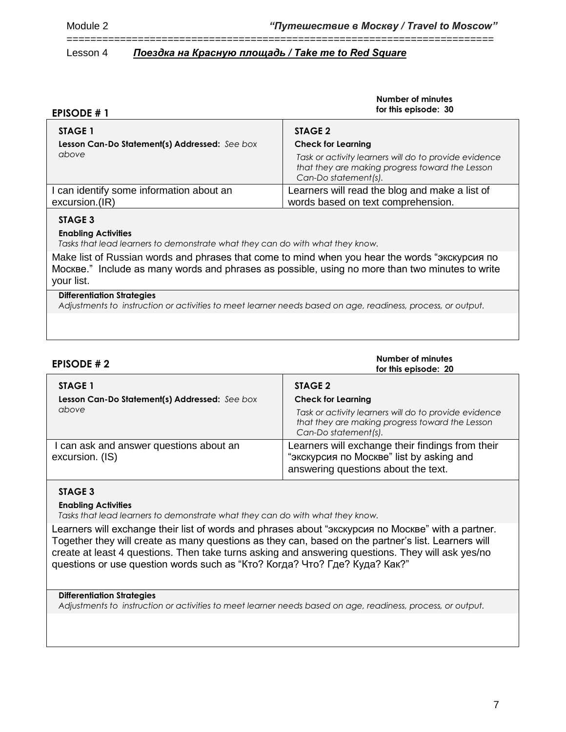Module 2 *“Путешествие в Москву / Travel to Moscow”*

Lesson 4 ***Поездка на Красную площадь / Take me to Red Square***

## EPISODE # 1

**Number of minutes for this episode: 30**

| **STAGE 1**<br>**Lesson Can-Do Statement(s) Addressed:** *See box above* | **STAGE 2**<br>**Check for Learning**<br>*Task or activity learners will do to provide evidence that they are making progress toward the Lesson Can-Do statement(s).* |
|---|---|
| I can identify some information about an excursion.(IR) | Learners will read the blog and make a list of words based on text comprehension. |

**STAGE 3**

**Enabling Activities**

*Tasks that lead learners to demonstrate what they can do with what they know.*

Make list of Russian words and phrases that come to mind when you hear the words “экскурсия по Москве.” Include as many words and phrases as possible, using no more than two minutes to write your list.

**Differentiation Strategies**

*Adjustments to instruction or activities to meet learner needs based on age, readiness, process, or output.*

## EPISODE # 2

**Number of minutes for this episode: 20**

| **STAGE 1**<br>**Lesson Can-Do Statement(s) Addressed:** *See box above* | **STAGE 2**<br>**Check for Learning**<br>*Task or activity learners will do to provide evidence that they are making progress toward the Lesson Can-Do statement(s).* |
|---|---|
| I can ask and answer questions about an excursion. (IS) | Learners will exchange their findings from their “экскурсия по Москве” list by asking and answering questions about the text. |

**STAGE 3**

**Enabling Activities**

*Tasks that lead learners to demonstrate what they can do with what they know.*

Learners will exchange their list of words and phrases about “экскурсия по Москве” with a partner. Together they will create as many questions as they can, based on the partner’s list. Learners will create at least 4 questions. Then take turns asking and answering questions. They will ask yes/no questions or use question words such as “Кто? Когда? Что? Где? Куда? Как?”

**Differentiation Strategies**

*Adjustments to instruction or activities to meet learner needs based on age, readiness, process, or output.*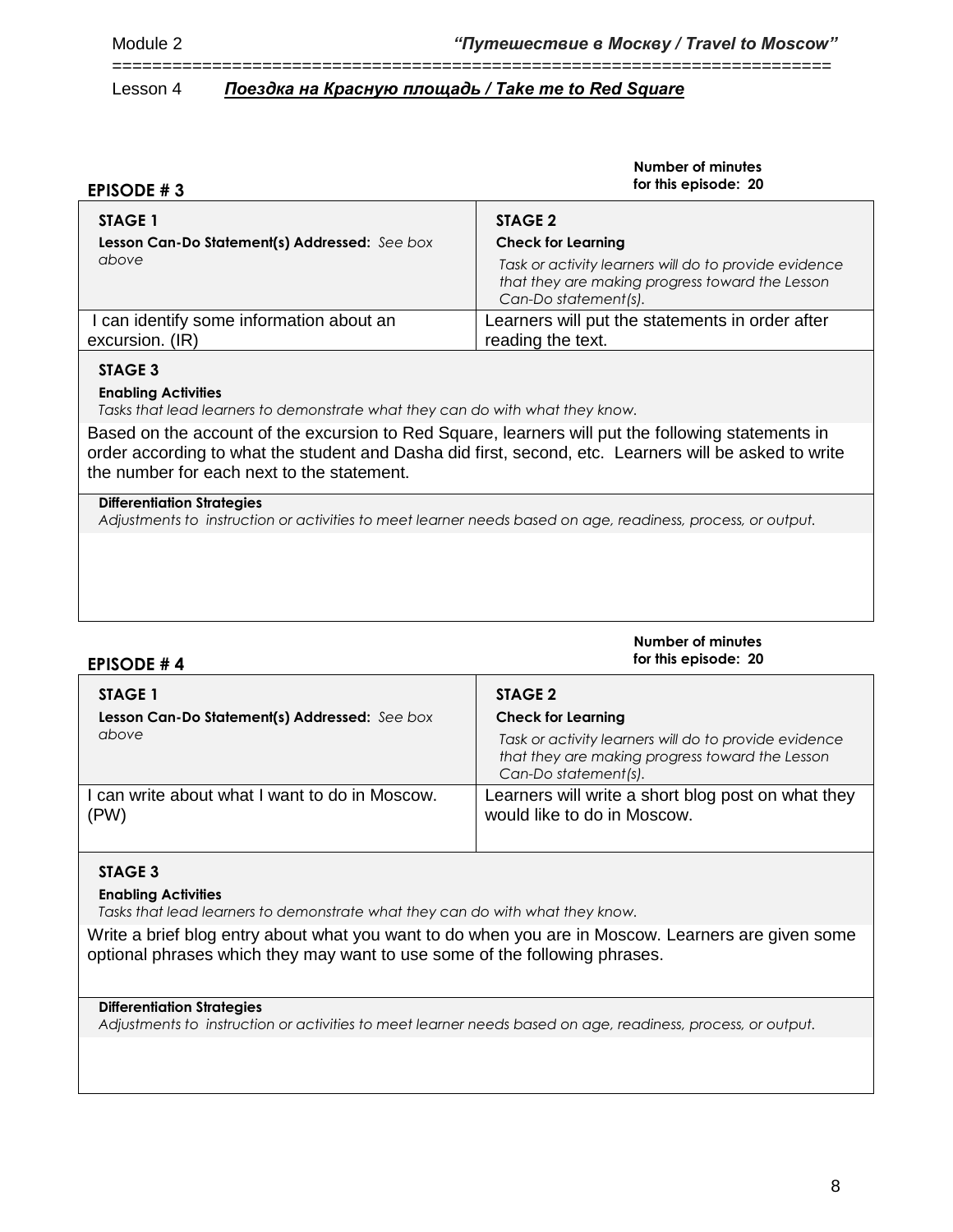Module 2 *"Путешествие в Москву / Travel to Moscow"*

Lesson 4 ***Поездка на Красную площадь / Take me to Red Square***

## EPISODE # 3

**Number of minutes for this episode: 20**

| **STAGE 1** **Lesson Can-Do Statement(s) Addressed:** *See box above* | **STAGE 2** **Check for Learning** *Task or activity learners will do to provide evidence that they are making progress toward the Lesson Can-Do statement(s).* |
|---|---|
| I can identify some information about an excursion. (IR) | Learners will put the statements in order after reading the text. |

**STAGE 3**

**Enabling Activities**
*Tasks that lead learners to demonstrate what they can do with what they know.*

Based on the account of the excursion to Red Square, learners will put the following statements in order according to what the student and Dasha did first, second, etc. Learners will be asked to write the number for each next to the statement.

**Differentiation Strategies**
*Adjustments to instruction or activities to meet learner needs based on age, readiness, process, or output.*

## EPISODE # 4

**Number of minutes for this episode: 20**

| **STAGE 1** **Lesson Can-Do Statement(s) Addressed:** *See box above* | **STAGE 2** **Check for Learning** *Task or activity learners will do to provide evidence that they are making progress toward the Lesson Can-Do statement(s).* |
|---|---|
| I can write about what I want to do in Moscow. (PW) | Learners will write a short blog post on what they would like to do in Moscow. |

**STAGE 3**

**Enabling Activities**
*Tasks that lead learners to demonstrate what they can do with what they know.*

Write a brief blog entry about what you want to do when you are in Moscow. Learners are given some optional phrases which they may want to use some of the following phrases.

**Differentiation Strategies**
*Adjustments to instruction or activities to meet learner needs based on age, readiness, process, or output.*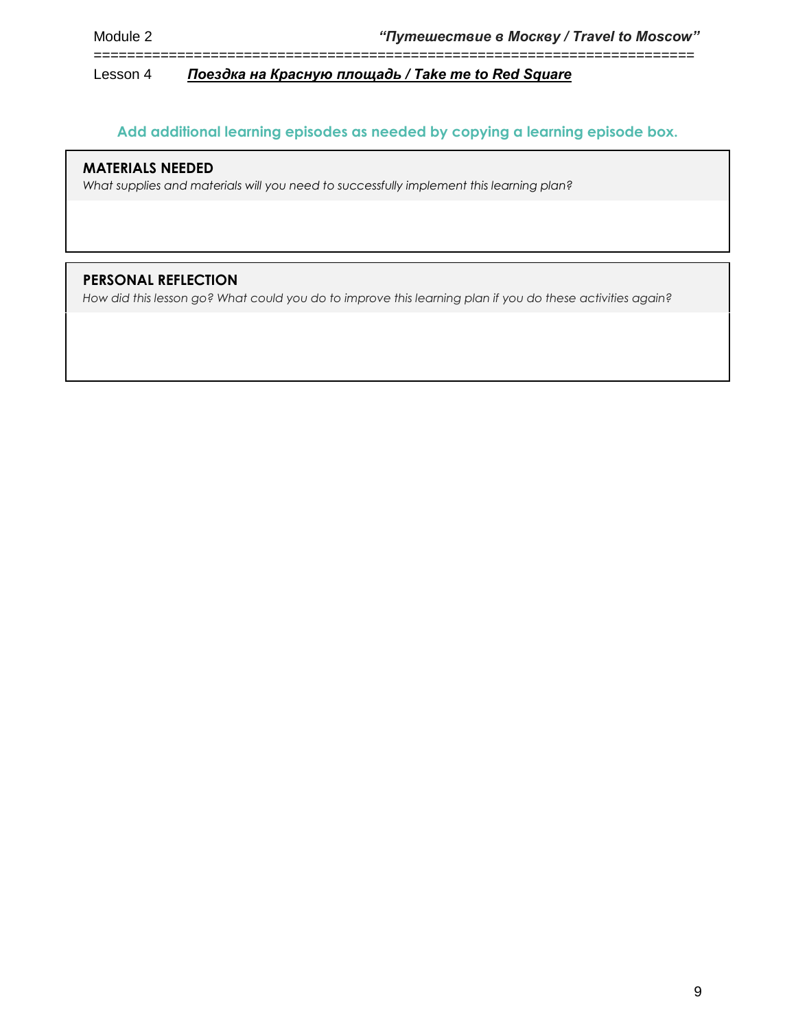Module 2 *"Путешествие в Москву / Travel to Moscow"*

Lesson 4 ***Поездка на Красную площадь / Take me to Red Square***

**Add additional learning episodes as needed by copying a learning episode box.**

**MATERIALS NEEDED**

*What supplies and materials will you need to successfully implement this learning plan?*

**PERSONAL REFLECTION**

*How did this lesson go? What could you do to improve this learning plan if you do these activities again?*